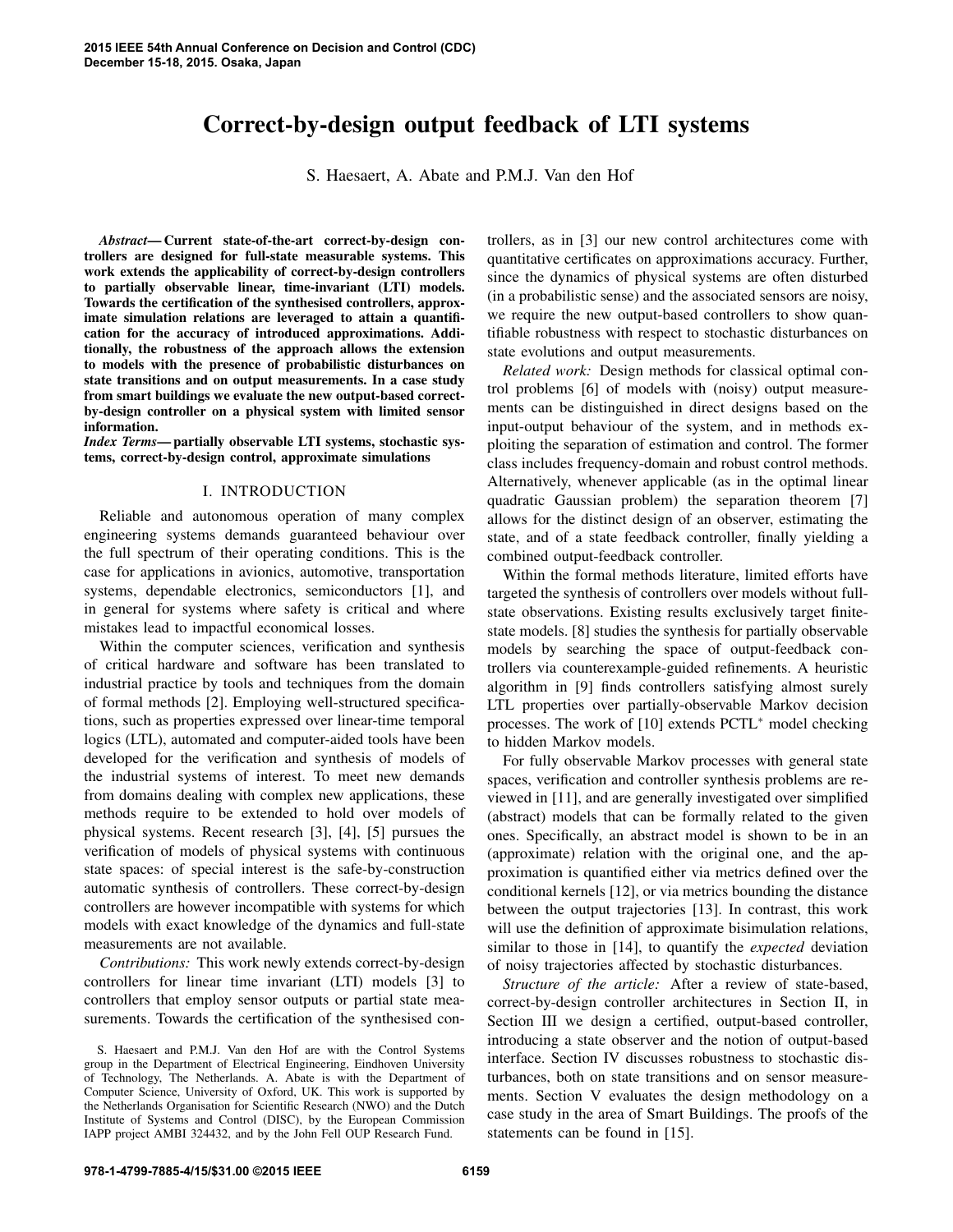# Correct-by-design output feedback of LTI systems

S. Haesaert, A. Abate and P.M.J. Van den Hof

***Abstract*— Current state-of-the-art correct-by-design controllers are designed for full-state measurable systems. This work extends the applicability of correct-by-design controllers to partially observable linear, time-invariant (LTI) models. Towards the certification of the synthesised controllers, approximate simulation relations are leveraged to attain a quantification for the accuracy of introduced approximations. Additionally, the robustness of the approach allows the extension to models with the presence of probabilistic disturbances on state transitions and on output measurements. In a case study from smart buildings we evaluate the new output-based correct-by-design controller on a physical system with limited sensor information.**

***Index Terms*— partially observable LTI systems, stochastic systems, correct-by-design control, approximate simulations**

## I. INTRODUCTION

Reliable and autonomous operation of many complex engineering systems demands guaranteed behaviour over the full spectrum of their operating conditions. This is the case for applications in avionics, automotive, transportation systems, dependable electronics, semiconductors [1], and in general for systems where safety is critical and where mistakes lead to impactful economical losses.

Within the computer sciences, verification and synthesis of critical hardware and software has been translated to industrial practice by tools and techniques from the domain of formal methods [2]. Employing well-structured specifications, such as properties expressed over linear-time temporal logics (LTL), automated and computer-aided tools have been developed for the verification and synthesis of models of the industrial systems of interest. To meet new demands from domains dealing with complex new applications, these methods require to be extended to hold over models of physical systems. Recent research [3], [4], [5] pursues the verification of models of physical systems with continuous state spaces: of special interest is the safe-by-construction automatic synthesis of controllers. These correct-by-design controllers are however incompatible with systems for which models with exact knowledge of the dynamics and full-state measurements are not available.

*Contributions:* This work newly extends correct-by-design controllers for linear time invariant (LTI) models [3] to controllers that employ sensor outputs or partial state measurements. Towards the certification of the synthesised controllers, as in [3] our new control architectures come with quantitative certificates on approximations accuracy. Further, since the dynamics of physical systems are often disturbed (in a probabilistic sense) and the associated sensors are noisy, we require the new output-based controllers to show quantifiable robustness with respect to stochastic disturbances on state evolutions and output measurements.

*Related work:* Design methods for classical optimal control problems [6] of models with (noisy) output measurements can be distinguished in direct designs based on the input-output behaviour of the system, and in methods exploiting the separation of estimation and control. The former class includes frequency-domain and robust control methods. Alternatively, whenever applicable (as in the optimal linear quadratic Gaussian problem) the separation theorem [7] allows for the distinct design of an observer, estimating the state, and of a state feedback controller, finally yielding a combined output-feedback controller.

Within the formal methods literature, limited efforts have targeted the synthesis of controllers over models without full-state observations. Existing results exclusively target finite-state models. [8] studies the synthesis for partially observable models by searching the space of output-feedback controllers via counterexample-guided refinements. A heuristic algorithm in [9] finds controllers satisfying almost surely LTL properties over partially-observable Markov decision processes. The work of [10] extends PCTL* model checking to hidden Markov models.

For fully observable Markov processes with general state spaces, verification and controller synthesis problems are reviewed in [11], and are generally investigated over simplified (abstract) models that can be formally related to the given ones. Specifically, an abstract model is shown to be in an (approximate) relation with the original one, and the approximation is quantified either via metrics defined over the conditional kernels [12], or via metrics bounding the distance between the output trajectories [13]. In contrast, this work will use the definition of approximate bisimulation relations, similar to those in [14], to quantify the *expected* deviation of noisy trajectories affected by stochastic disturbances.

*Structure of the article:* After a review of state-based, correct-by-design controller architectures in Section II, in Section III we design a certified, output-based controller, introducing a state observer and the notion of output-based interface. Section IV discusses robustness to stochastic disturbances, both on state transitions and on sensor measurements. Section V evaluates the design methodology on a case study in the area of Smart Buildings. The proofs of the statements can be found in [15].

S. Haesaert and P.M.J. Van den Hof are with the Control Systems group in the Department of Electrical Engineering, Eindhoven University of Technology, The Netherlands. A. Abate is with the Department of Computer Science, University of Oxford, UK. This work is supported by the Netherlands Organisation for Scientific Research (NWO) and the Dutch Institute of Systems and Control (DISC), by the European Commission IAPP project AMBI 324432, and by the John Fell OUP Research Fund.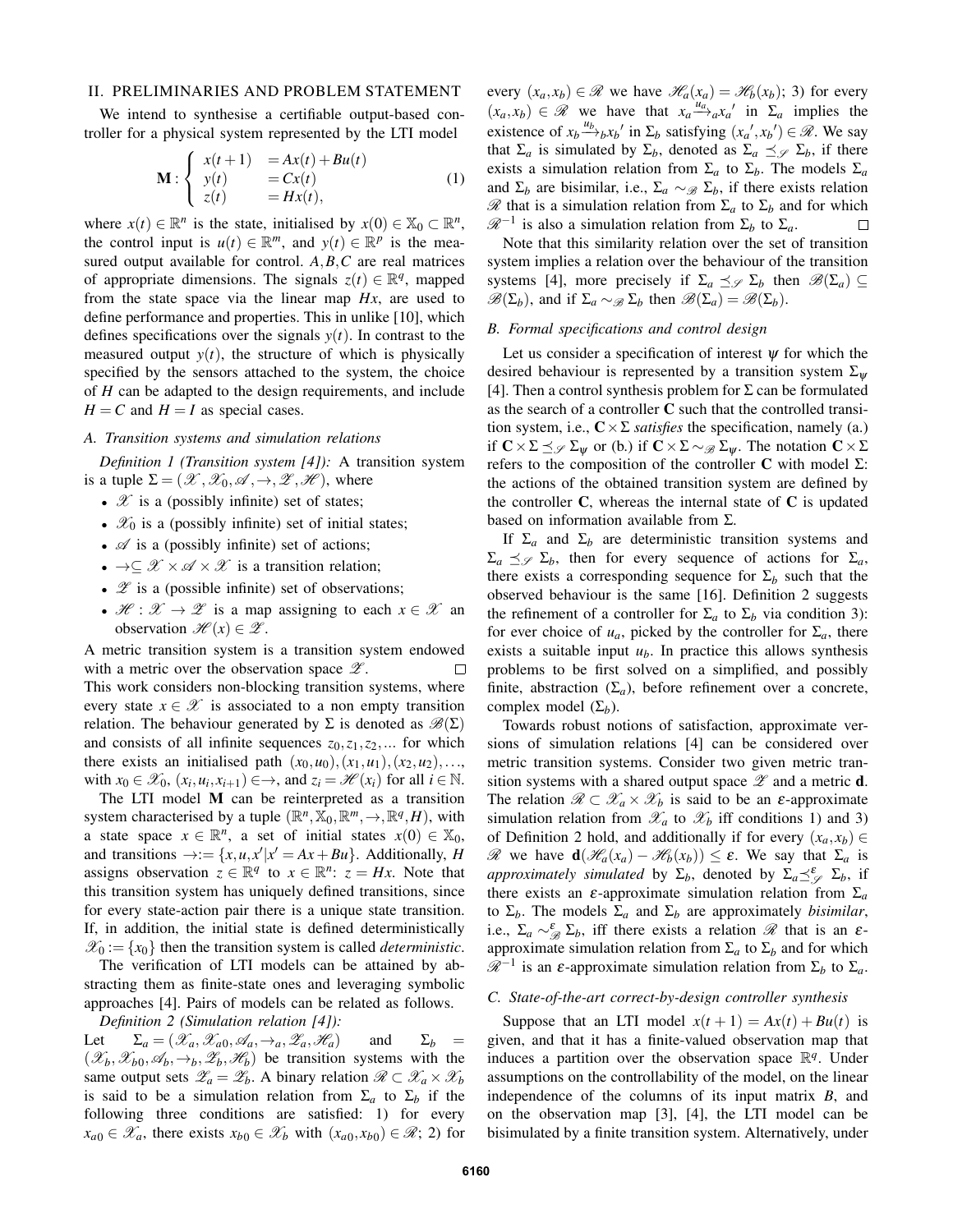## II. PRELIMINARIES AND PROBLEM STATEMENT

We intend to synthesise a certifiable output-based controller for a physical system represented by the LTI model

$$\mathbf{M}: \begin{cases} x(t+1) &= Ax(t) + Bu(t) \\ y(t) &= Cx(t) \\ z(t) &= Hx(t), \end{cases} \quad (1)$$

where $x(t) \in \mathbb{R}^n$ is the state, initialised by $x(0) \in \mathbb{X}_0 \subset \mathbb{R}^n$, the control input is $u(t) \in \mathbb{R}^m$, and $y(t) \in \mathbb{R}^p$ is the measured output available for control. $A, B, C$ are real matrices of appropriate dimensions. The signals $z(t) \in \mathbb{R}^q$, mapped from the state space via the linear map $Hx$, are used to define performance and properties. This in unlike [10], which defines specifications over the signals $y(t)$. In contrast to the measured output $y(t)$, the structure of which is physically specified by the sensors attached to the system, the choice of $H$ can be adapted to the design requirements, and include $H = C$ and $H = I$ as special cases.

### A. Transition systems and simulation relations

*Definition 1 (Transition system [4]):* A transition system is a tuple $\Sigma = (\mathscr{X}, \mathscr{X}_0, \mathscr{A}, \rightarrow, \mathscr{Z}, \mathscr{H})$, where

- $\mathscr{X}$ is a (possibly infinite) set of states;
- $\mathscr{X}_0$ is a (possibly infinite) set of initial states;
- $\mathscr{A}$ is a (possibly infinite) set of actions;
- $\rightarrow \subseteq \mathscr{X} \times \mathscr{A} \times \mathscr{X}$ is a transition relation;
- $\mathscr{Z}$ is a (possible infinite) set of observations;
- $\mathscr{H}: \mathscr{X} \rightarrow \mathscr{Z}$ is a map assigning to each $x \in \mathscr{X}$ an observation $\mathscr{H}(x) \in \mathscr{Z}$.

A metric transition system is a transition system endowed with a metric over the observation space $\mathscr{Z}$. □

This work considers non-blocking transition systems, where every state $x \in \mathscr{X}$ is associated to a non empty transition relation. The behaviour generated by $\Sigma$ is denoted as $\mathscr{B}(\Sigma)$ and consists of all infinite sequences $z_0, z_1, z_2, \ldots$ for which there exists an initialised path $(x_0, u_0), (x_1, u_1), (x_2, u_2), \ldots$, with $x_0 \in \mathscr{X}_0$, $(x_i, u_i, x_{i+1}) \in \rightarrow$, and $z_i = \mathscr{H}(x_i)$ for all $i \in \mathbb{N}$.

The LTI model $\mathbf{M}$ can be reinterpreted as a transition system characterised by a tuple $(\mathbb{R}^n, \mathbb{X}_0, \mathbb{R}^m, \rightarrow, \mathbb{R}^q, H)$, with a state space $x \in \mathbb{R}^n$, a set of initial states $x(0) \in \mathbb{X}_0$, and transitions $\rightarrow := \{x, u, x' | x' = Ax + Bu\}$. Additionally, $H$ assigns observation $z \in \mathbb{R}^q$ to $x \in \mathbb{R}^n$: $z = Hx$. Note that this transition system has uniquely defined transitions, since for every state-action pair there is a unique state transition. If, in addition, the initial state is defined deterministically $\mathscr{X}_0 := \{x_0\}$ then the transition system is called *deterministic*.

The verification of LTI models can be attained by abstracting them as finite-state ones and leveraging symbolic approaches [4]. Pairs of models can be related as follows.

*Definition 2 (Simulation relation [4]):* Let $\Sigma_a = (\mathscr{X}_a, \mathscr{X}_{a0}, \mathscr{A}_a, \rightarrow_a, \mathscr{Z}_a, \mathscr{H}_a)$ and $\Sigma_b = (\mathscr{X}_b, \mathscr{X}_{b0}, \mathscr{A}_b, \rightarrow_b, \mathscr{Z}_b, \mathscr{H}_b)$ be transition systems with the same output sets $\mathscr{Z}_a = \mathscr{Z}_b$. A binary relation $\mathscr{R} \subset \mathscr{X}_a \times \mathscr{X}_b$ is said to be a simulation relation from $\Sigma_a$ to $\Sigma_b$ if the following three conditions are satisfied: 1) for every $x_{a0} \in \mathscr{X}_a$, there exists $x_{b0} \in \mathscr{X}_b$ with $(x_{a0}, x_{b0}) \in \mathscr{R}$; 2) for every $(x_a, x_b) \in \mathscr{R}$ we have $\mathscr{H}_a(x_a) = \mathscr{H}_b(x_b)$; 3) for every $(x_a, x_b) \in \mathscr{R}$ we have that $x_a \xrightarrow{u_a}_a x_a'$ in $\Sigma_a$ implies the existence of $x_b \xrightarrow{u_b}_b x_b'$ in $\Sigma_b$ satisfying $(x_a', x_b') \in \mathscr{R}$. We say that $\Sigma_a$ is simulated by $\Sigma_b$, denoted as $\Sigma_a \preceq_{\mathscr{S}} \Sigma_b$, if there exists a simulation relation from $\Sigma_a$ to $\Sigma_b$. The models $\Sigma_a$ and $\Sigma_b$ are bisimilar, i.e., $\Sigma_a \sim_{\mathscr{B}} \Sigma_b$, if there exists relation $\mathscr{R}$ that is a simulation relation from $\Sigma_a$ to $\Sigma_b$ and for which $\mathscr{R}^{-1}$ is also a simulation relation from $\Sigma_b$ to $\Sigma_a$. □

Note that this similarity relation over the set of transition system implies a relation over the behaviour of the transition systems [4], more precisely if $\Sigma_a \preceq_{\mathscr{S}} \Sigma_b$ then $\mathscr{B}(\Sigma_a) \subseteq \mathscr{B}(\Sigma_b)$, and if $\Sigma_a \sim_{\mathscr{B}} \Sigma_b$ then $\mathscr{B}(\Sigma_a) = \mathscr{B}(\Sigma_b)$.

### B. Formal specifications and control design

Let us consider a specification of interest $\psi$ for which the desired behaviour is represented by a transition system $\Sigma_\psi$ [4]. Then a control synthesis problem for $\Sigma$ can be formulated as the search of a controller $\mathbf{C}$ such that the controlled transition system, i.e., $\mathbf{C} \times \Sigma$ *satisfies* the specification, namely (a.) if $\mathbf{C} \times \Sigma \preceq_{\mathscr{S}} \Sigma_\psi$ or (b.) if $\mathbf{C} \times \Sigma \sim_{\mathscr{B}} \Sigma_\psi$. The notation $\mathbf{C} \times \Sigma$ refers to the composition of the controller $\mathbf{C}$ with model $\Sigma$: the actions of the obtained transition system are defined by the controller $\mathbf{C}$, whereas the internal state of $\mathbf{C}$ is updated based on information available from $\Sigma$.

If $\Sigma_a$ and $\Sigma_b$ are deterministic transition systems and $\Sigma_a \preceq_{\mathscr{S}} \Sigma_b$, then for every sequence of actions for $\Sigma_a$, there exists a corresponding sequence for $\Sigma_b$ such that the observed behaviour is the same [16]. Definition 2 suggests the refinement of a controller for $\Sigma_a$ to $\Sigma_b$ via condition 3): for ever choice of $u_a$, picked by the controller for $\Sigma_a$, there exists a suitable input $u_b$. In practice this allows synthesis problems to be first solved on a simplified, and possibly finite, abstraction ($\Sigma_a$), before refinement over a concrete, complex model ($\Sigma_b$).

Towards robust notions of satisfaction, approximate versions of simulation relations [4] can be considered over metric transition systems. Consider two given metric transition systems with a shared output space $\mathscr{Z}$ and a metric $\mathbf{d}$. The relation $\mathscr{R} \subset \mathscr{X}_a \times \mathscr{X}_b$ is said to be an $\varepsilon$-approximate simulation relation from $\mathscr{X}_a$ to $\mathscr{X}_b$ iff conditions 1) and 3) of Definition 2 hold, and additionally if for every $(x_a, x_b) \in \mathscr{R}$ we have $\mathbf{d}(\mathscr{H}_a(x_a) - \mathscr{H}_b(x_b)) \leq \varepsilon$. We say that $\Sigma_a$ is *approximately simulated* by $\Sigma_b$, denoted by $\Sigma_a \preceq^{\varepsilon}_{\mathscr{S}} \Sigma_b$, if there exists an $\varepsilon$-approximate simulation relation from $\Sigma_a$ to $\Sigma_b$. The models $\Sigma_a$ and $\Sigma_b$ are approximately *bisimilar*, i.e., $\Sigma_a \sim^{\varepsilon}_{\mathscr{B}} \Sigma_b$, iff there exists a relation $\mathscr{R}$ that is an $\varepsilon$-approximate simulation relation from $\Sigma_a$ to $\Sigma_b$ and for which $\mathscr{R}^{-1}$ is an $\varepsilon$-approximate simulation relation from $\Sigma_b$ to $\Sigma_a$.

### C. State-of-the-art correct-by-design controller synthesis

Suppose that an LTI model $x(t+1) = Ax(t) + Bu(t)$ is given, and that it has a finite-valued observation map that induces a partition over the observation space $\mathbb{R}^q$. Under assumptions on the controllability of the model, on the linear independence of the columns of its input matrix $B$, and on the observation map [3], [4], the LTI model can be bisimulated by a finite transition system. Alternatively, under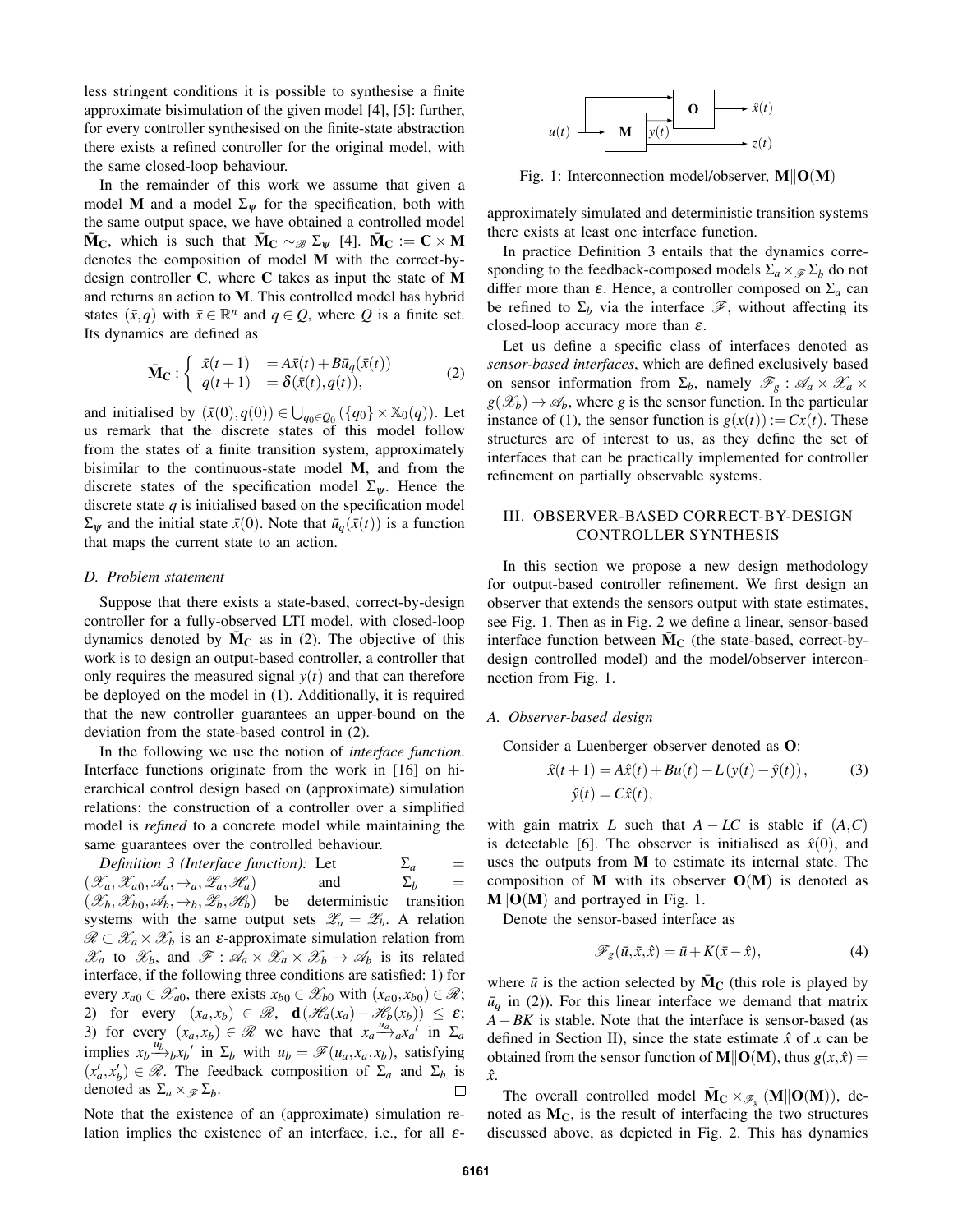less stringent conditions it is possible to synthesise a finite approximate bisimulation of the given model [4], [5]: further, for every controller synthesised on the finite-state abstraction there exists a refined controller for the original model, with the same closed-loop behaviour.

In the remainder of this work we assume that given a model $\mathbf{M}$ and a model $\Sigma_\psi$ for the specification, both with the same output space, we have obtained a controlled model $\bar{\mathbf{M}}_\mathbf{C}$, which is such that $\bar{\mathbf{M}}_\mathbf{C} \sim_\mathscr{B} \Sigma_\psi$ [4]. $\bar{\mathbf{M}}_\mathbf{C} := \mathbf{C} \times \mathbf{M}$ denotes the composition of model $\mathbf{M}$ with the correct-by-design controller $\mathbf{C}$, where $\mathbf{C}$ takes as input the state of $\mathbf{M}$ and returns an action to $\mathbf{M}$. This controlled model has hybrid states $(\bar{x}, q)$ with $\bar{x} \in \mathbb{R}^n$ and $q \in Q$, where $Q$ is a finite set. Its dynamics are defined as

$$\bar{\mathbf{M}}_\mathbf{C} : \begin{cases} \bar{x}(t+1) &= A\bar{x}(t) + B\bar{u}_q(\bar{x}(t)) \\ q(t+1) &= \delta(\bar{x}(t), q(t)), \end{cases} \tag{2}$$

and initialised by $(\bar{x}(0), q(0)) \in \bigcup_{q_0 \in Q_0} (\{q_0\} \times \mathbb{X}_0(q))$. Let us remark that the discrete states of this model follow from the states of a finite transition system, approximately bisimilar to the continuous-state model $\mathbf{M}$, and from the discrete states of the specification model $\Sigma_\psi$. Hence the discrete state $q$ is initialised based on the specification model $\Sigma_\psi$ and the initial state $\bar{x}(0)$. Note that $\bar{u}_q(\bar{x}(t))$ is a function that maps the current state to an action.

### D. Problem statement

Suppose that there exists a state-based, correct-by-design controller for a fully-observed LTI model, with closed-loop dynamics denoted by $\bar{\mathbf{M}}_\mathbf{C}$ as in (2). The objective of this work is to design an output-based controller, a controller that only requires the measured signal $y(t)$ and that can therefore be deployed on the model in (1). Additionally, it is required that the new controller guarantees an upper-bound on the deviation from the state-based control in (2).

In the following we use the notion of *interface function*. Interface functions originate from the work in [16] on hierarchical control design based on (approximate) simulation relations: the construction of a controller over a simplified model is *refined* to a concrete model while maintaining the same guarantees over the controlled behaviour.

*Definition 3 (Interface function):* Let $\Sigma_a = (\mathscr{X}_a, \mathscr{X}_{a0}, \mathscr{A}_a, \rightarrow_a, \mathscr{Z}_a, \mathscr{H}_a)$ and $\Sigma_b = (\mathscr{X}_b, \mathscr{X}_{b0}, \mathscr{A}_b, \rightarrow_b, \mathscr{Z}_b, \mathscr{H}_b)$ be deterministic transition systems with the same output sets $\mathscr{Z}_a = \mathscr{Z}_b$. A relation $\mathscr{R} \subset \mathscr{X}_a \times \mathscr{X}_b$ is an $\varepsilon$-approximate simulation relation from $\mathscr{X}_a$ to $\mathscr{X}_b$, and $\mathscr{F} : \mathscr{A}_a \times \mathscr{X}_a \times \mathscr{X}_b \rightarrow \mathscr{A}_b$ is its related interface, if the following three conditions are satisfied: 1) for every $x_{a0} \in \mathscr{X}_{a0}$, there exists $x_{b0} \in \mathscr{X}_{b0}$ with $(x_{a0}, x_{b0}) \in \mathscr{R}$; 2) for every $(x_a, x_b) \in \mathscr{R}$, $\mathbf{d}(\mathscr{H}_a(x_a) - \mathscr{H}_b(x_b)) \leq \varepsilon$; 3) for every $(x_a, x_b) \in \mathscr{R}$ we have that $x_a \xrightarrow{u_a}_a x_a'$ in $\Sigma_a$ implies $x_b \xrightarrow{u_b}_b x_b'$ in $\Sigma_b$ with $u_b = \mathscr{F}(u_a, x_a, x_b)$, satisfying $(x_a', x_b') \in \mathscr{R}$. The feedback composition of $\Sigma_a$ and $\Sigma_b$ is denoted as $\Sigma_a \times_\mathscr{F} \Sigma_b$. □

Note that the existence of an (approximate) simulation relation implies the existence of an interface, i.e., for all $\varepsilon$-approximately simulated and deterministic transition systems there exists at least one interface function.

In practice Definition 3 entails that the dynamics corresponding to the feedback-composed models $\Sigma_a \times_\mathscr{F} \Sigma_b$ do not differ more than $\varepsilon$. Hence, a controller composed on $\Sigma_a$ can be refined to $\Sigma_b$ via the interface $\mathscr{F}$, without affecting its closed-loop accuracy more than $\varepsilon$.

Let us define a specific class of interfaces denoted as *sensor-based interfaces*, which are defined exclusively based on sensor information from $\Sigma_b$, namely $\mathscr{F}_g : \mathscr{A}_a \times \mathscr{X}_a \times g(\mathscr{X}_b) \rightarrow \mathscr{A}_b$, where $g$ is the sensor function. In the particular instance of (1), the sensor function is $g(x(t)) := Cx(t)$. These structures are of interest to us, as they define the set of interfaces that can be practically implemented for controller refinement on partially observable systems.

## III. OBSERVER-BASED CORRECT-BY-DESIGN CONTROLLER SYNTHESIS

In this section we propose a new design methodology for output-based controller refinement. We first design an observer that extends the sensors output with state estimates, see Fig. 1. Then as in Fig. 2 we define a linear, sensor-based interface function between $\bar{\mathbf{M}}_\mathbf{C}$ (the state-based, correct-by-design controlled model) and the model/observer interconnection from Fig. 1.

### A. Observer-based design

Consider a Luenberger observer denoted as $\mathbf{O}$:

$$\begin{aligned} \hat{x}(t+1) &= A\hat{x}(t) + Bu(t) + L(y(t) - \hat{y}(t)), \\ \hat{y}(t) &= C\hat{x}(t), \end{aligned} \tag{3}$$

with gain matrix $L$ such that $A - LC$ is stable if $(A, C)$ is detectable [6]. The observer is initialised as $\hat{x}(0)$, and uses the outputs from $\mathbf{M}$ to estimate its internal state. The composition of $\mathbf{M}$ with its observer $\mathbf{O}(\mathbf{M})$ is denoted as $\mathbf{M} \| \mathbf{O}(\mathbf{M})$ and portrayed in Fig. 1.

Fig. 1: Interconnection model/observer, $\mathbf{M} \| \mathbf{O}(\mathbf{M})$

Denote the sensor-based interface as

$$\mathscr{F}_g(\bar{u}, \bar{x}, \hat{x}) = \bar{u} + K(\bar{x} - \hat{x}), \tag{4}$$

where $\bar{u}$ is the action selected by $\bar{\mathbf{M}}_\mathbf{C}$ (this role is played by $\bar{u}_q$ in (2)). For this linear interface we demand that matrix $A - BK$ is stable. Note that the interface is sensor-based (as defined in Section II), since the state estimate $\hat{x}$ of $x$ can be obtained from the sensor function of $\mathbf{M} \| \mathbf{O}(\mathbf{M})$, thus $g(x, \hat{x}) = \hat{x}$.

The overall controlled model $\bar{\mathbf{M}}_\mathbf{C} \times_{\mathscr{F}_g} (\mathbf{M} \| \mathbf{O}(\mathbf{M}))$, denoted as $\mathbf{M}_\mathbf{C}$, is the result of interfacing the two structures discussed above, as depicted in Fig. 2. This has dynamics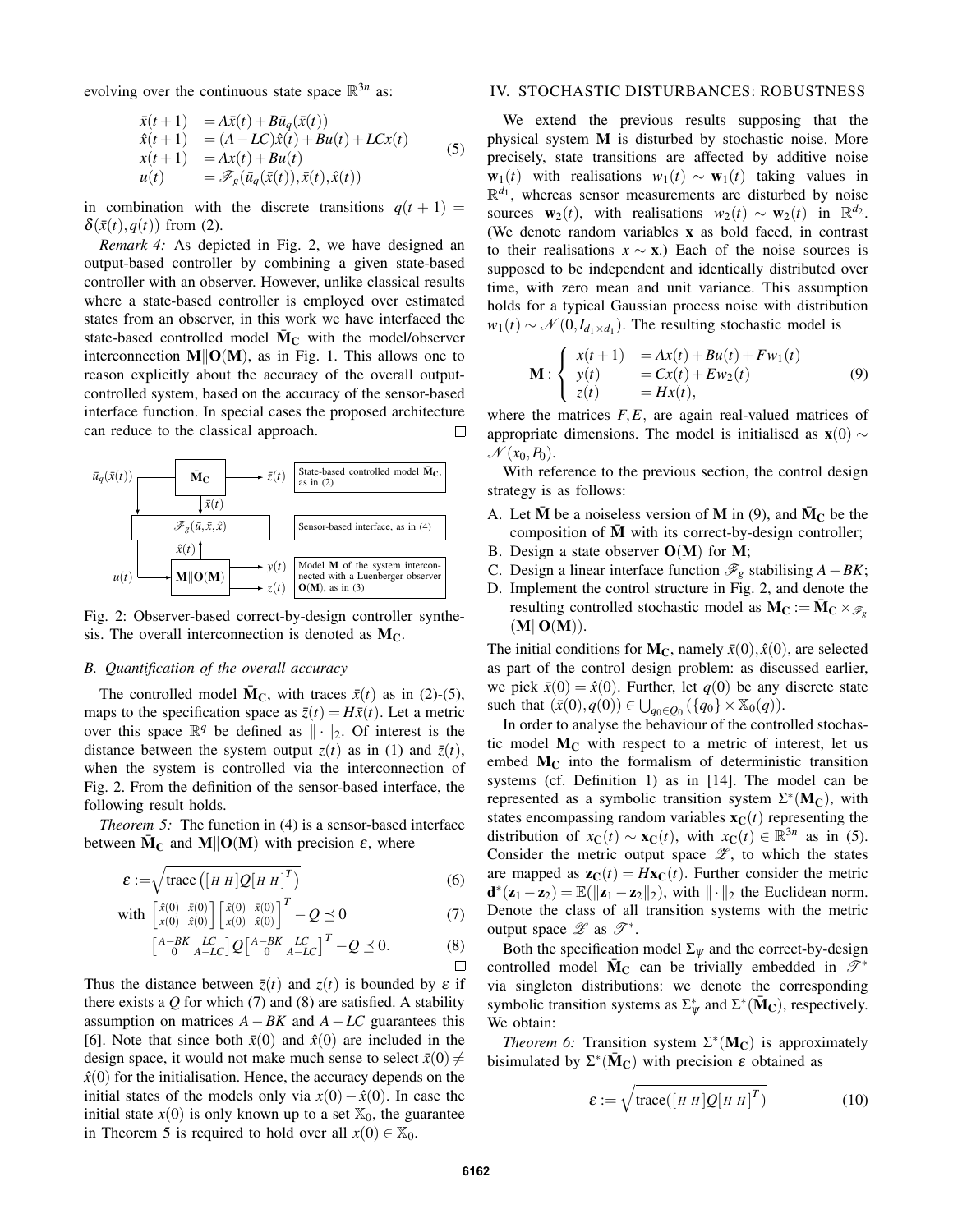evolving over the continuous state space $\mathbb{R}^{3n}$ as:

$$
\begin{aligned}
\bar{x}(t+1) &= A\bar{x}(t) + B\bar{u}_q(\bar{x}(t)) \\
\hat{x}(t+1) &= (A-LC)\hat{x}(t) + Bu(t) + LCx(t) \\
x(t+1) &= Ax(t) + Bu(t) \\
u(t) &= \mathscr{F}_g(\bar{u}_q(\bar{x}(t)), \bar{x}(t), \hat{x}(t))
\end{aligned}
\tag{5}
$$

in combination with the discrete transitions $q(t+1) = \delta(\bar{x}(t), q(t))$ from (2).

*Remark 4:* As depicted in Fig. 2, we have designed an output-based controller by combining a given state-based controller with an observer. However, unlike classical results where a state-based controller is employed over estimated states from an observer, in this work we have interfaced the state-based controlled model $\bar{\mathbf{M}}_\mathbf{C}$ with the model/observer interconnection $\mathbf{M}\|\mathbf{O}(\mathbf{M})$, as in Fig. 1. This allows one to reason explicitly about the accuracy of the overall output-controlled system, based on the accuracy of the sensor-based interface function. In special cases the proposed architecture can reduce to the classical approach. □

Fig. 2: Observer-based correct-by-design controller synthesis. The overall interconnection is denoted as $\mathbf{M_C}$.

### B. Quantification of the overall accuracy

The controlled model $\bar{\mathbf{M}}_\mathbf{C}$, with traces $\bar{x}(t)$ as in (2)-(5), maps to the specification space as $\bar{z}(t) = H\bar{x}(t)$. Let a metric over this space $\mathbb{R}^q$ be defined as $\|\cdot\|_2$. Of interest is the distance between the system output $z(t)$ as in (1) and $\bar{z}(t)$, when the system is controlled via the interconnection of Fig. 2. From the definition of the sensor-based interface, the following result holds.

*Theorem 5:* The function in (4) is a sensor-based interface between $\bar{\mathbf{M}}_\mathbf{C}$ and $\mathbf{M}\|\mathbf{O}(\mathbf{M})$ with precision $\varepsilon$, where

$$
\varepsilon := \sqrt{\operatorname{trace}\left(\left[H \; H\right] Q \left[H \; H\right]^T\right)} \tag{6}
$$

$$
\text{with } \begin{bmatrix} \hat{x}(0)-\bar{x}(0) \\ x(0)-\hat{x}(0) \end{bmatrix} \begin{bmatrix} \hat{x}(0)-\bar{x}(0) \\ x(0)-\hat{x}(0) \end{bmatrix}^T - Q \preceq 0 \tag{7}
$$

$$
\begin{bmatrix} A-BK & LC \\ 0 & A-LC \end{bmatrix} Q \begin{bmatrix} A-BK & LC \\ 0 & A-LC \end{bmatrix}^T - Q \preceq 0. \tag{8}
$$

□

Thus the distance between $\bar{z}(t)$ and $z(t)$ is bounded by $\varepsilon$ if there exists a $Q$ for which (7) and (8) are satisfied. A stability assumption on matrices $A-BK$ and $A-LC$ guarantees this [6]. Note that since both $\bar{x}(0)$ and $\hat{x}(0)$ are included in the design space, it would not make much sense to select $\bar{x}(0) \neq \hat{x}(0)$ for the initialisation. Hence, the accuracy depends on the initial states of the models only via $x(0) - \hat{x}(0)$. In case the initial state $x(0)$ is only known up to a set $\mathbb{X}_0$, the guarantee in Theorem 5 is required to hold over all $x(0) \in \mathbb{X}_0$.

## IV. STOCHASTIC DISTURBANCES: ROBUSTNESS

We extend the previous results supposing that the physical system $\mathbf{M}$ is disturbed by stochastic noise. More precisely, state transitions are affected by additive noise $\mathbf{w}_1(t)$ with realisations $w_1(t) \sim \mathbf{w}_1(t)$ taking values in $\mathbb{R}^{d_1}$, whereas sensor measurements are disturbed by noise sources $\mathbf{w}_2(t)$, with realisations $w_2(t) \sim \mathbf{w}_2(t)$ in $\mathbb{R}^{d_2}$. (We denote random variables $\mathbf{x}$ as bold faced, in contrast to their realisations $x \sim \mathbf{x}$.) Each of the noise sources is supposed to be independent and identically distributed over time, with zero mean and unit variance. This assumption holds for a typical Gaussian process noise with distribution $w_1(t) \sim \mathscr{N}(0, I_{d_1 \times d_1})$. The resulting stochastic model is

$$
\mathbf{M}: \left\{
\begin{aligned}
x(t+1) &= Ax(t) + Bu(t) + Fw_1(t) \\
y(t) &= Cx(t) + Ew_2(t) \\
z(t) &= Hx(t),
\end{aligned}
\right.
\tag{9}
$$

where the matrices $F, E$, are again real-valued matrices of appropriate dimensions. The model is initialised as $\mathbf{x}(0) \sim \mathscr{N}(x_0, P_0)$.

With reference to the previous section, the control design strategy is as follows:

A. Let $\bar{\mathbf{M}}$ be a noiseless version of $\mathbf{M}$ in (9), and $\bar{\mathbf{M}}_\mathbf{C}$ be the composition of $\bar{\mathbf{M}}$ with its correct-by-design controller;
B. Design a state observer $\mathbf{O}(\mathbf{M})$ for $\mathbf{M}$;
C. Design a linear interface function $\mathscr{F}_g$ stabilising $A-BK$;
D. Implement the control structure in Fig. 2, and denote the resulting controlled stochastic model as $\mathbf{M_C} := \bar{\mathbf{M}}_\mathbf{C} \times_{\mathscr{F}_g} (\mathbf{M}\|\mathbf{O}(\mathbf{M}))$.

The initial conditions for $\mathbf{M_C}$, namely $\bar{x}(0), \hat{x}(0)$, are selected as part of the control design problem: as discussed earlier, we pick $\bar{x}(0) = \hat{x}(0)$. Further, let $q(0)$ be any discrete state such that $(\bar{x}(0), q(0)) \in \bigcup_{q_0 \in Q_0} (\{q_0\} \times \mathbb{X}_0(q))$.

In order to analyse the behaviour of the controlled stochastic model $\mathbf{M_C}$ with respect to a metric of interest, let us embed $\mathbf{M_C}$ into the formalism of deterministic transition systems (cf. Definition 1) as in [14]. The model can be represented as a symbolic transition system $\Sigma^*(\mathbf{M_C})$, with states encompassing random variables $\mathbf{x_C}(t)$ representing the distribution of $x_\mathbf{C}(t) \sim \mathbf{x_C}(t)$, with $x_\mathbf{C}(t) \in \mathbb{R}^{3n}$ as in (5). Consider the metric output space $\mathscr{Z}$, to which the states are mapped as $\mathbf{z_C}(t) = H\mathbf{x_C}(t)$. Further consider the metric $\mathbf{d}^*(\mathbf{z}_1 - \mathbf{z}_2) = \mathbb{E}(\|\mathbf{z}_1 - \mathbf{z}_2\|_2)$, with $\|\cdot\|_2$ the Euclidean norm. Denote the class of all transition systems with the metric output space $\mathscr{Z}$ as $\mathscr{T}^*$.

Both the specification model $\Sigma_\psi$ and the correct-by-design controlled model $\bar{\mathbf{M}}_\mathbf{C}$ can be trivially embedded in $\mathscr{T}^*$ via singleton distributions: we denote the corresponding symbolic transition systems as $\Sigma^*_\psi$ and $\Sigma^*(\bar{\mathbf{M}}_\mathbf{C})$, respectively. We obtain:

*Theorem 6:* Transition system $\Sigma^*(\mathbf{M_C})$ is approximately bisimulated by $\Sigma^*(\bar{\mathbf{M}}_\mathbf{C})$ with precision $\varepsilon$ obtained as

$$
\varepsilon := \sqrt{\operatorname{trace}(\left[H \; H\right] Q \left[H \; H\right]^T)} \tag{10}
$$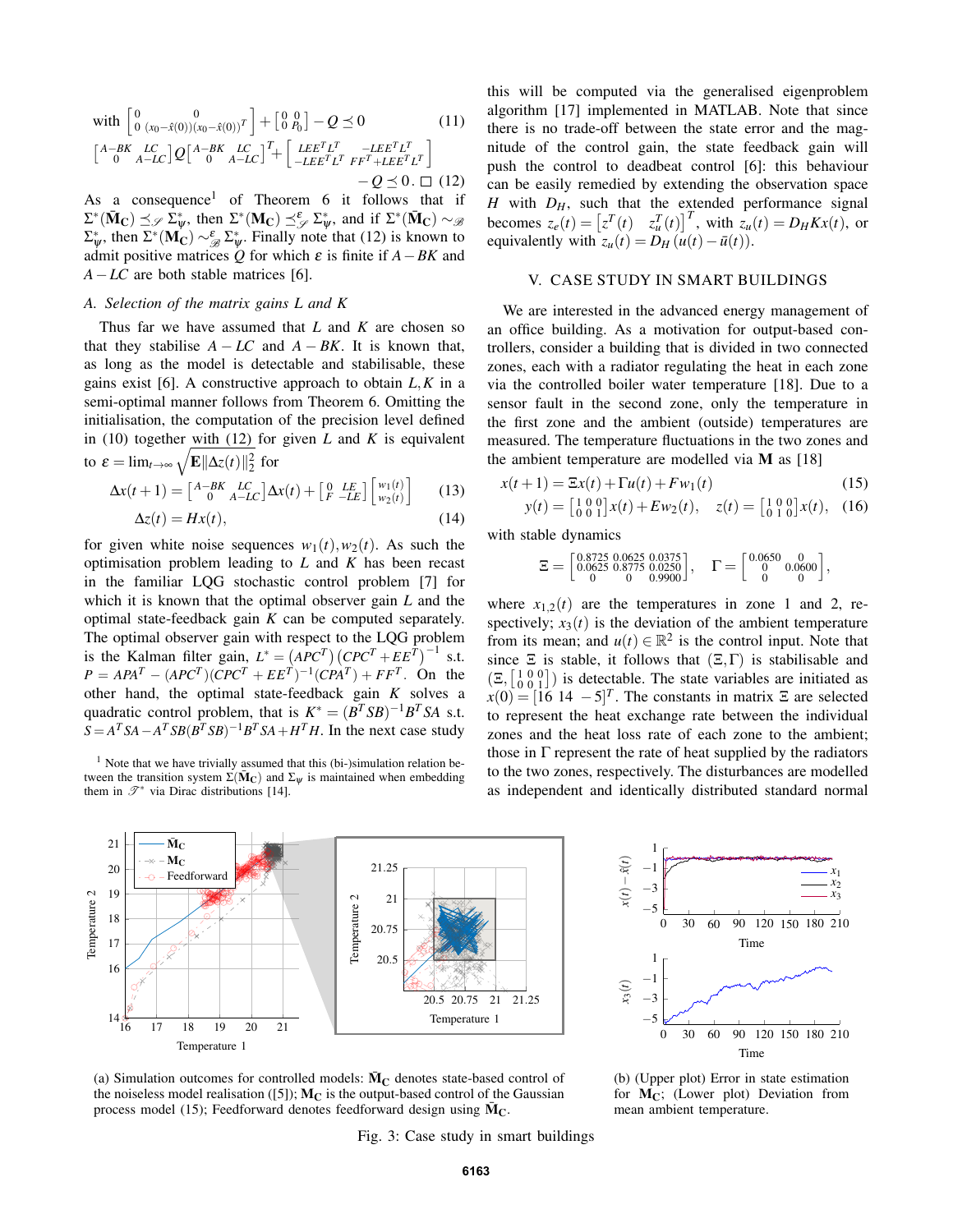with $\begin{bmatrix} 0 & 0 \\ 0 & (x_0-\hat{x}(0))(x_0-\hat{x}(0))^T \end{bmatrix} + \begin{bmatrix} 0 & 0 \\ 0 & P_0 \end{bmatrix} - Q \preceq 0$ (11)

$$\begin{bmatrix} A-BK & LC \\ 0 & A-LC \end{bmatrix} Q \begin{bmatrix} A-BK & LC \\ 0 & A-LC \end{bmatrix}^T + \begin{bmatrix} LEE^TL^T & -LEE^TL^T \\ -LEE^TL^T & FF^T+LEE^TL^T \end{bmatrix} - Q \preceq 0. \quad \square \quad (12)$$

As a consequence[1] of Theorem 6 it follows that if $\Sigma^*(\bar{\mathbf{M}}_\mathbf{C}) \preceq_{\mathscr{S}} \Sigma^*_\Psi$, then $\Sigma^*(\mathbf{M}_\mathbf{C}) \preceq^{\varepsilon}_{\mathscr{S}} \Sigma^*_\Psi$, and if $\Sigma^*(\bar{\mathbf{M}}_\mathbf{C}) \sim_{\mathscr{B}} \Sigma^*_\Psi$, then $\Sigma^*(\mathbf{M}_\mathbf{C}) \sim^{\varepsilon}_{\mathscr{B}} \Sigma^*_\Psi$. Finally note that (12) is known to admit positive matrices $Q$ for which $\varepsilon$ is finite if $A-BK$ and $A-LC$ are both stable matrices [6].

### A. Selection of the matrix gains $L$ and $K$

Thus far we have assumed that $L$ and $K$ are chosen so that they stabilise $A-LC$ and $A-BK$. It is known that, as long as the model is detectable and stabilisable, these gains exist [6]. A constructive approach to obtain $L,K$ in a semi-optimal manner follows from Theorem 6. Omitting the initialisation, the computation of the precision level defined in (10) together with (12) for given $L$ and $K$ is equivalent to $\varepsilon = \lim_{t\to\infty} \sqrt{\mathbf{E}\|\Delta z(t)\|_2^2}$ for

$$\Delta x(t+1) = \begin{bmatrix} A-BK & LC \\ 0 & A-LC \end{bmatrix} \Delta x(t) + \begin{bmatrix} 0 & LE \\ F & -LE \end{bmatrix} \begin{bmatrix} w_1(t) \\ w_2(t) \end{bmatrix} \quad (13)$$

$$\Delta z(t) = Hx(t), \quad (14)$$

for given white noise sequences $w_1(t), w_2(t)$. As such the optimisation problem leading to $L$ and $K$ has been recast in the familiar LQG stochastic control problem [7] for which it is known that the optimal observer gain $L$ and the optimal state-feedback gain $K$ can be computed separately. The optimal observer gain with respect to the LQG problem is the Kalman filter gain, $L^* = (APC^T)(CPC^T+EE^T)^{-1}$ s.t. $P = APA^T - (APC^T)(CPC^T+EE^T)^{-1}(CPA^T) + FF^T$. On the other hand, the optimal state-feedback gain $K$ solves a quadratic control problem, that is $K^* = (B^TSB)^{-1}B^TSA$ s.t. $S = A^TSA - A^TSB(B^TSB)^{-1}B^TSA + H^TH$. In the next case study this will be computed via the generalised eigenproblem algorithm [17] implemented in MATLAB. Note that since there is no trade-off between the state error and the magnitude of the control gain, the state feedback gain will push the controller to deadbeat control [6]: this behaviour can be easily remedied by extending the observation space $H$ with $D_H$, such that the extended performance signal becomes $z_e(t) = \begin{bmatrix} z^T(t) & z_u^T(t) \end{bmatrix}^T$, with $z_u(t) = D_HKx(t)$, or equivalently with $z_u(t) = D_H(u(t) - \bar{u}(t))$.

[1] Note that we have trivially assumed that this (bi-)simulation relation between the transition system $\Sigma(\bar{\mathbf{M}}_\mathbf{C})$ and $\Sigma_\Psi$ is maintained when embedding them in $\mathscr{T}^*$ via Dirac distributions [14].

## V. CASE STUDY IN SMART BUILDINGS

We are interested in the advanced energy management of an office building. As a motivation for output-based controllers, consider a building that is divided in two connected zones, each with a radiator regulating the heat in each zone via the controlled boiler water temperature [18]. Due to a sensor fault in the second zone, only the temperature in the first zone and the ambient (outside) temperatures are measured. The temperature fluctuations in the two zones and the ambient temperature are modelled via $\mathbf{M}$ as [18]

$$x(t+1) = \Xi x(t) + \Gamma u(t) + Fw_1(t) \quad (15)$$

$$y(t) = \begin{bmatrix} 1 & 0 & 0 \\ 0 & 0 & 1 \end{bmatrix} x(t) + Ew_2(t), \quad z(t) = \begin{bmatrix} 1 & 0 & 0 \\ 0 & 1 & 0 \end{bmatrix} x(t), \quad (16)$$

with stable dynamics

$$\Xi = \begin{bmatrix} 0.8725 & 0.0625 & 0.0375 \\ 0.0625 & 0.8775 & 0.0250 \\ 0 & 0 & 0.9900 \end{bmatrix}, \quad \Gamma = \begin{bmatrix} 0.0650 & 0 \\ 0 & 0.0600 \\ 0 & 0 \end{bmatrix},$$

where $x_{1,2}(t)$ are the temperatures in zone 1 and 2, respectively; $x_3(t)$ is the deviation of the ambient temperature from its mean; and $u(t) \in \mathbb{R}^2$ is the control input. Note that since $\Xi$ is stable, it follows that $(\Xi, \Gamma)$ is stabilisable and $(\Xi, \begin{bmatrix} 1 & 0 & 0 \\ 0 & 0 & 1 \end{bmatrix})$ is detectable. The state variables are initiated as $x(0) = [16 \;\; 14 \;\; -5]^T$. The constants in matrix $\Xi$ are selected to represent the heat exchange rate between the individual zones and the heat loss rate of each zone to the ambient; those in $\Gamma$ represent the rate of heat supplied by the radiators to the two zones, respectively. The disturbances are modelled as independent and identically distributed standard normal

(a) Simulation outcomes for controlled models: $\bar{\mathbf{M}}_\mathbf{C}$ denotes state-based control of the noiseless model realisation ([5]); $\mathbf{M}_\mathbf{C}$ is the output-based control of the Gaussian process model (15); Feedforward denotes feedforward design using $\bar{\mathbf{M}}_\mathbf{C}$.

(b) (Upper plot) Error in state estimation for $\mathbf{M}_\mathbf{C}$; (Lower plot) Deviation from mean ambient temperature.

Fig. 3: Case study in smart buildings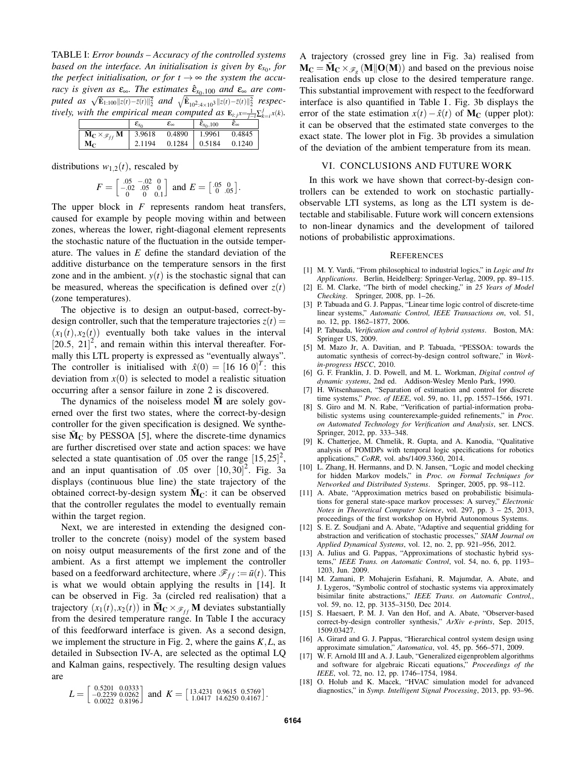TABLE I: *Error bounds – Accuracy of the controlled systems based on the interface. An initialisation is given by $\varepsilon_{x_0}$, for the perfect initialisation, or for $t \to \infty$ the system the accuracy is given as $\varepsilon_\infty$. The estimates $\hat{\varepsilon}_{x_0,100}$ and $\hat{\varepsilon}_\infty$ are computed as $\sqrt{\hat{\mathbf{E}}_{1:100}\|z(t)-\bar{z}(t)\|_2^2}$ and $\sqrt{\hat{\mathbf{E}}_{10^2:4\times 10^3}\|z(t)-\bar{z}(t)\|_2^2}$ respectively, with the empirical mean computed as $\mathbf{E}_{i:j}x = \frac{1}{j-i}\sum_{k=i}^{j} x(k)$.*

| | $\varepsilon_{x_0}$ | $\varepsilon_\infty$ | $\hat{\varepsilon}_{x_0,100}$ | $\hat{\varepsilon}_\infty$ |
|---|---|---|---|---|
| $\bar{\mathbf{M}}_\mathbf{C} \times_{\mathscr{F}_{ff}} \mathbf{M}$ | 3.9618 | 0.4890 | 1.9961 | 0.4845 |
| $\mathbf{M}_\mathbf{C}$ | 2.1194 | 0.1284 | 0.5184 | 0.1240 |

distributions $w_{1,2}(t)$, rescaled by

$$F = \begin{bmatrix} .05 & -.02 & 0 \\ -.02 & .05 & 0 \\ 0 & 0 & 0.1 \end{bmatrix} \text{ and } E = \begin{bmatrix} .05 & 0 \\ 0 & .05 \end{bmatrix}.$$

The upper block in $F$ represents random heat transfers, caused for example by people moving within and between zones, whereas the lower, right-diagonal element represents the stochastic nature of the fluctuation in the outside temperature. The values in $E$ define the standard deviation of the additive disturbance on the temperature sensors in the first zone and in the ambient. $y(t)$ is the stochastic signal that can be measured, whereas the specification is defined over $z(t)$ (zone temperatures).

The objective is to design an output-based, correct-by-design controller, such that the temperature trajectories $z(t) = (x_1(t), x_2(t))$ eventually both take values in the interval $[20.5,\ 21]^2$, and remain within this interval thereafter. Formally this LTL property is expressed as "eventually always". The controller is initialised with $\hat{x}(0) = [16\ 16\ 0]^T$: this deviation from $x(0)$ is selected to model a realistic situation occurring after a sensor failure in zone 2 is discovered.

The dynamics of the noiseless model $\bar{\mathbf{M}}$ are solely governed over the first two states, where the correct-by-design controller for the given specification is designed. We synthesise $\bar{\mathbf{M}}_\mathbf{C}$ by PESSOA [5], where the discrete-time dynamics are further discretised over state and action spaces: we have selected a state quantisation of .05 over the range $[15, 25]^2$, and an input quantisation of .05 over $[10, 30]^2$. Fig. 3a displays (continuous blue line) the state trajectory of the obtained correct-by-design system $\bar{\mathbf{M}}_\mathbf{C}$: it can be observed that the controller regulates the model to eventually remain within the target region.

Next, we are interested in extending the designed controller to the concrete (noisy) model of the system based on noisy output measurements of the first zone and of the ambient. As a first attempt we implement the controller based on a feedforward architecture, where $\mathscr{F}_{ff} := \bar{u}(t)$. This is what we would obtain applying the results in [14]. It can be observed in Fig. 3a (circled red realisation) that a trajectory $(x_1(t), x_2(t))$ in $\bar{\mathbf{M}}_\mathbf{C} \times_{\mathscr{F}_{ff}} \mathbf{M}$ deviates substantially from the desired temperature range. In Table I the accuracy of this feedforward interface is given. As a second design, we implement the structure in Fig. 2, where the gains $K, L$, as detailed in Subsection IV-A, are selected as the optimal LQ and Kalman gains, respectively. The resulting design values are

$$L = \begin{bmatrix} 0.5201 & 0.0333 \\ -0.2239 & 0.0262 \\ 0.0022 & 0.8196 \end{bmatrix} \text{ and } K = \begin{bmatrix} 13.4231 & 0.9615 & 0.5769 \\ 1.0417 & 14.6250 & 0.4167 \end{bmatrix}.$$

A trajectory (crossed grey line in Fig. 3a) realised from $\mathbf{M}_\mathbf{C} = \bar{\mathbf{M}}_\mathbf{C} \times_{\mathscr{F}_g} (\mathbf{M} \| \mathbf{O}(\mathbf{M}))$ and based on the previous noise realisation ends up close to the desired temperature range. This substantial improvement with respect to the feedforward interface is also quantified in Table I. Fig. 3b displays the error of the state estimation $x(t) - \hat{x}(t)$ of $\mathbf{M}_\mathbf{C}$ (upper plot): it can be observed that the estimated state converges to the exact state. The lower plot in Fig. 3b provides a simulation of the deviation of the ambient temperature from its mean.

## VI. CONCLUSIONS AND FUTURE WORK

In this work we have shown that correct-by-design controllers can be extended to work on stochastic partially-observable LTI systems, as long as the LTI system is detectable and stabilisable. Future work will concern extensions to non-linear dynamics and the development of tailored notions of probabilistic approximations.

## REFERENCES

[1] M. Y. Vardi, "From philosophical to industrial logics," in *Logic and Its Applications*. Berlin, Heidelberg: Springer-Verlag, 2009, pp. 89–115.

[2] E. M. Clarke, "The birth of model checking," in *25 Years of Model Checking*. Springer, 2008, pp. 1–26.

[3] P. Tabuada and G. J. Pappas, "Linear time logic control of discrete-time linear systems," *Automatic Control, IEEE Transactions on*, vol. 51, no. 12, pp. 1862–1877, 2006.

[4] P. Tabuada, *Verification and control of hybrid systems*. Boston, MA: Springer US, 2009.

[5] M. Mazo Jr, A. Davitian, and P. Tabuada, "PESSOA: towards the automatic synthesis of correct-by-design control software," in *Work-in-progress HSCC*, 2010.

[6] G. F. Franklin, J. D. Powell, and M. L. Workman, *Digital control of dynamic systems*, 2nd ed. Addison-Wesley Menlo Park, 1990.

[7] H. Witsenhausen, "Separation of estimation and control for discrete time systems," *Proc. of IEEE*, vol. 59, no. 11, pp. 1557–1566, 1971.

[8] S. Giro and M. N. Rabe, "Verification of partial-information probabilistic systems using counterexample-guided refinements," in *Proc. on Automated Technology for Verification and Analysis*, ser. LNCS. Springer, 2012, pp. 333–348.

[9] K. Chatterjee, M. Chmelik, R. Gupta, and A. Kanodia, "Qualitative analysis of POMDPs with temporal logic specifications for robotics applications," *CoRR*, vol. abs/1409.3360, 2014.

[10] L. Zhang, H. Hermanns, and D. N. Jansen, "Logic and model checking for hidden Markov models," in *Proc. on Formal Techniques for Networked and Distributed Systems*. Springer, 2005, pp. 98–112.

[11] A. Abate, "Approximation metrics based on probabilistic bisimulations for general state-space markov processes: A survey," *Electronic Notes in Theoretical Computer Science*, vol. 297, pp. 3 – 25, 2013, proceedings of the first workshop on Hybrid Autonomous Systems.

[12] S. E. Z. Soudjani and A. Abate, "Adaptive and sequential gridding for abstraction and verification of stochastic processes," *SIAM Journal on Applied Dynamical Systems*, vol. 12, no. 2, pp. 921–956, 2012.

[13] A. Julius and G. Pappas, "Approximations of stochastic hybrid systems," *IEEE Trans. on Automatic Control*, vol. 54, no. 6, pp. 1193–1203, Jun. 2009.

[14] M. Zamani, P. Mohajerin Esfahani, R. Majumdar, A. Abate, and J. Lygeros, "Symbolic control of stochastic systems via approximately bisimilar finite abstractions," *IEEE Trans. on Automatic Control,*, vol. 59, no. 12, pp. 3135–3150, Dec 2014.

[15] S. Haesaert, P. M. J. Van den Hof, and A. Abate, "Observer-based correct-by-design controller synthesis," *ArXiv e-prints*, Sep. 2015, 1509.03427.

[16] A. Girard and G. J. Pappas, "Hierarchical control system design using approximate simulation," *Automatica*, vol. 45, pp. 566–571, 2009.

[17] W. F. Arnold III and A. J. Laub, "Generalized eigenproblem algorithms and software for algebraic Riccati equations," *Proceedings of the IEEE*, vol. 72, no. 12, pp. 1746–1754, 1984.

[18] O. Holub and K. Macek, "HVAC simulation model for advanced diagnostics," in *Symp. Intelligent Signal Processing*, 2013, pp. 93–96.